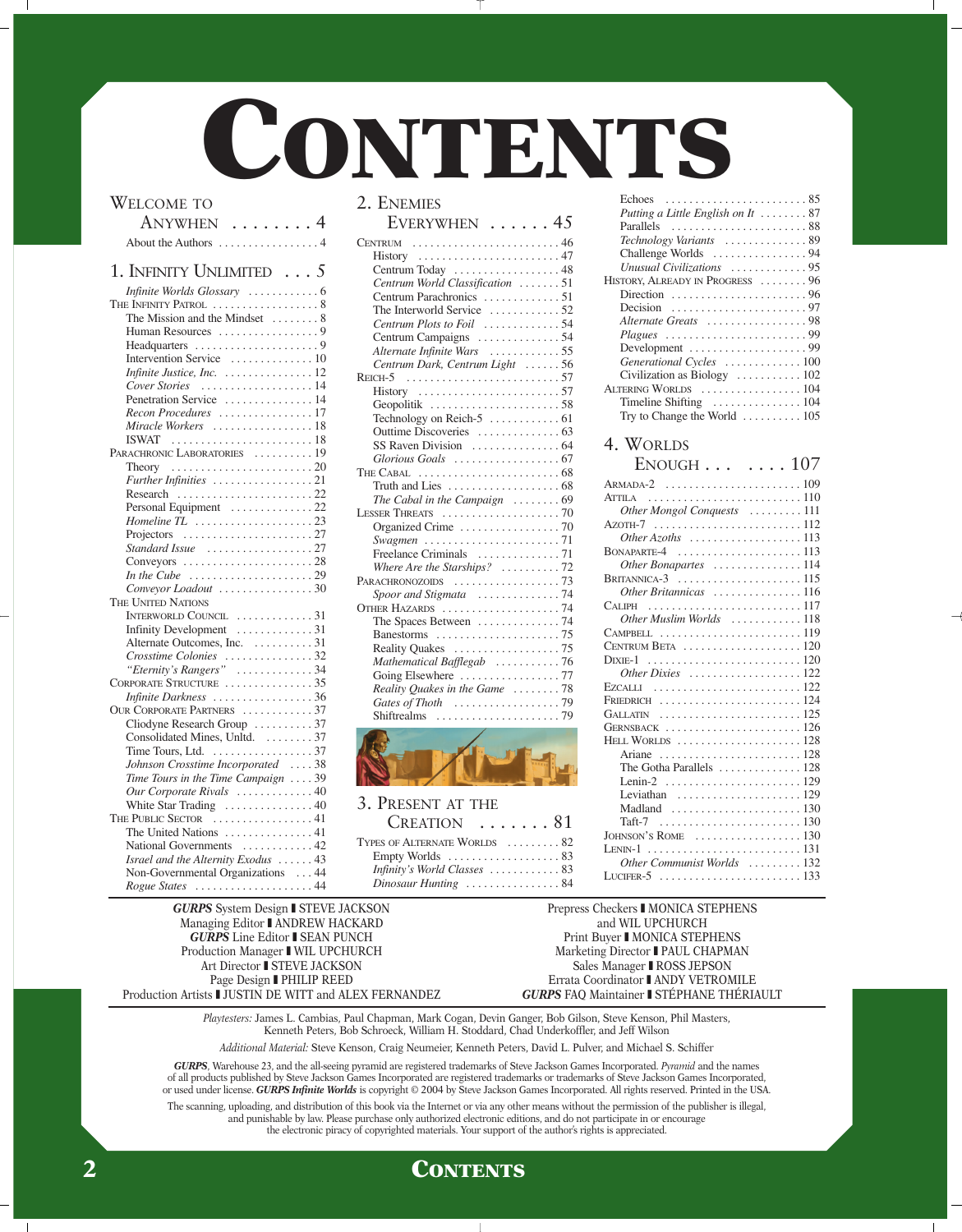# CONTENTS

## WELCOME TO ANYWHEN . . . . . . . . 4

About the Authors . . . . . . . . . . . . . . . . . 4

## 1. INFINITY UNLIMITED . . . 5

*Infinite Worlds Glossary* . . . . . . . . . . . 6
THE INFINITY PATROL . . . . . . . . . . . . . . . . . 8
The Mission and the Mindset . . . . . . . . 8
Human Resources . . . . . . . . . . . . . . . . . 9
Headquarters . . . . . . . . . . . . . . . . . . . . . 9
Intervention Service . . . . . . . . . . . . . . 10
*Infinite Justice, Inc.* . . . . . . . . . . . . . . . 12
*Cover Stories* . . . . . . . . . . . . . . . . . . . 14
Penetration Service . . . . . . . . . . . . . . . 14
*Recon Procedures* . . . . . . . . . . . . . . . . 17
*Miracle Workers* . . . . . . . . . . . . . . . . . 18
ISWAT . . . . . . . . . . . . . . . . . . . . . . . . 18
PARACHRONIC LABORATORIES . . . . . . . . . . 19
Theory . . . . . . . . . . . . . . . . . . . . . . . . 20
*Further Infinities* . . . . . . . . . . . . . . . . . 21
Research . . . . . . . . . . . . . . . . . . . . . . . 22
Personal Equipment . . . . . . . . . . . . . . 22
*Homeline TL* . . . . . . . . . . . . . . . . . . . . 23
Projectors . . . . . . . . . . . . . . . . . . . . . . 27
*Standard Issue* . . . . . . . . . . . . . . . . . . 27
Conveyors . . . . . . . . . . . . . . . . . . . . . . 28
*In the Cube* . . . . . . . . . . . . . . . . . . . . . 29
*Conveyor Loadout* . . . . . . . . . . . . . . . . 30
THE UNITED NATIONS
INTERWORLD COUNCIL . . . . . . . . . . . . 31
Infinity Development . . . . . . . . . . . . . 31
Alternate Outcomes, Inc. . . . . . . . . . . 31
*Crosstime Colonies* . . . . . . . . . . . . . . . 32
*"Eternity's Rangers"* . . . . . . . . . . . . . . 34
CORPORATE STRUCTURE . . . . . . . . . . . . . . 35
*Infinite Darkness* . . . . . . . . . . . . . . . . . 36
OUR CORPORATE PARTNERS . . . . . . . . . . . . 37
Cliodyne Research Group . . . . . . . . . . 37
Consolidated Mines, Unltd. . . . . . . . . 37
Time Tours, Ltd. . . . . . . . . . . . . . . . . . 37
*Johnson Crosstime Incorporated* . . . . 38
*Time Tours in the Time Campaign* . . . . 39
*Our Corporate Rivals* . . . . . . . . . . . . . 40
White Star Trading . . . . . . . . . . . . . . . 40
THE PUBLIC SECTOR . . . . . . . . . . . . . . . . . 41
The United Nations . . . . . . . . . . . . . . . 41
National Governments . . . . . . . . . . . . 42
*Israel and the Alternity Exodus* . . . . . . 43
Non-Governmental Organizations . . . 44
*Rogue States* . . . . . . . . . . . . . . . . . . . . 44

## 2. ENEMIES EVERYWHEN . . . . . . 45

CENTRUM . . . . . . . . . . . . . . . . . . . . . . . . . 46
History . . . . . . . . . . . . . . . . . . . . . . . . 47
Centrum Today . . . . . . . . . . . . . . . . . . 48
*Centrum World Classification* . . . . . . . 51
Centrum Parachronics . . . . . . . . . . . . . 51
The Interworld Service . . . . . . . . . . . . 52
*Centrum Plots to Foil* . . . . . . . . . . . . . 54
Centrum Campaigns . . . . . . . . . . . . . . 54
*Alternate Infinite Wars* . . . . . . . . . . . . 55
*Centrum Dark, Centrum Light* . . . . . . 56
REICH-5 . . . . . . . . . . . . . . . . . . . . . . . . . . 57
History . . . . . . . . . . . . . . . . . . . . . . . . 57
Geopolitik . . . . . . . . . . . . . . . . . . . . . . 58
Technology on Reich-5 . . . . . . . . . . . . 61
Outtime Discoveries . . . . . . . . . . . . . . 63
SS Raven Division . . . . . . . . . . . . . . . 64
*Glorious Goals* . . . . . . . . . . . . . . . . . . . 67
THE CABAL . . . . . . . . . . . . . . . . . . . . . . . . 68
Truth and Lies . . . . . . . . . . . . . . . . . . . 68
*The Cabal in the Campaign* . . . . . . . . 69
LESSER THREATS . . . . . . . . . . . . . . . . . . . . 70
Organized Crime . . . . . . . . . . . . . . . . . 70
*Swagmen* . . . . . . . . . . . . . . . . . . . . . . . 71
Freelance Criminals . . . . . . . . . . . . . . 71
*Where Are the Starships?* . . . . . . . . . . 72
PARACHRONOZOIDS . . . . . . . . . . . . . . . . . 73
*Spoor and Stigmata* . . . . . . . . . . . . . . 74
OTHER HAZARDS . . . . . . . . . . . . . . . . . . . 74
The Spaces Between . . . . . . . . . . . . . . 74
Banestorms . . . . . . . . . . . . . . . . . . . . . 75
Reality Quakes . . . . . . . . . . . . . . . . . . 75
*Mathematical Bafflegab* . . . . . . . . . . . 76
Going Elsewhere . . . . . . . . . . . . . . . . . 77
*Reality Quakes in the Game* . . . . . . . . 78
*Gates of Thoth* . . . . . . . . . . . . . . . . . . . 79
Shiftrealms . . . . . . . . . . . . . . . . . . . . . 79

## 3. PRESENT AT THE CREATION . . . . . . . 81

TYPES OF ALTERNATE WORLDS . . . . . . . . . 82
Empty Worlds . . . . . . . . . . . . . . . . . . . 83
*Infinity's World Classes* . . . . . . . . . . . . 83
*Dinosaur Hunting* . . . . . . . . . . . . . . . . 84
Echoes . . . . . . . . . . . . . . . . . . . . . . . . 85
*Putting a Little English on It* . . . . . . . . 87
Parallels . . . . . . . . . . . . . . . . . . . . . . . 88
*Technology Variants* . . . . . . . . . . . . . . 89
Challenge Worlds . . . . . . . . . . . . . . . . 94
*Unusual Civilizations* . . . . . . . . . . . . . 95
HISTORY, ALREADY IN PROGRESS . . . . . . . . 96
Direction . . . . . . . . . . . . . . . . . . . . . . . 96
Decision . . . . . . . . . . . . . . . . . . . . . . . 97
*Alternate Greats* . . . . . . . . . . . . . . . . . 98
*Plagues* . . . . . . . . . . . . . . . . . . . . . . . . 99
Development . . . . . . . . . . . . . . . . . . . 99
*Generational Cycles* . . . . . . . . . . . . . 100
Civilization as Biology . . . . . . . . . . . 102
ALTERING WORLDS . . . . . . . . . . . . . . . . . 104
Timeline Shifting . . . . . . . . . . . . . . . 104
Try to Change the World . . . . . . . . . . 105

## 4. WORLDS ENOUGH . . . . . . . 107

ARMADA-2 . . . . . . . . . . . . . . . . . . . . . . . 109
ATTILA . . . . . . . . . . . . . . . . . . . . . . . . . . 110
*Other Mongol Conquests* . . . . . . . . . 111
AZOTH-7 . . . . . . . . . . . . . . . . . . . . . . . . . 112
*Other Azoths* . . . . . . . . . . . . . . . . . . . 113
BONAPARTE-4 . . . . . . . . . . . . . . . . . . . . . 113
*Other Bonapartes* . . . . . . . . . . . . . . . 114
BRITANNICA-3 . . . . . . . . . . . . . . . . . . . . 115
*Other Britannicas* . . . . . . . . . . . . . . . 116
CALIPH . . . . . . . . . . . . . . . . . . . . . . . . . 117
*Other Muslim Worlds* . . . . . . . . . . . . 118
CAMPBELL . . . . . . . . . . . . . . . . . . . . . . . 119
CENTRUM BETA . . . . . . . . . . . . . . . . . . . 120
DIXIE-1 . . . . . . . . . . . . . . . . . . . . . . . . . 120
*Other Dixies* . . . . . . . . . . . . . . . . . . . 122
EZCALLI . . . . . . . . . . . . . . . . . . . . . . . . 122
FRIEDRICH . . . . . . . . . . . . . . . . . . . . . . . 124
GALLATIN . . . . . . . . . . . . . . . . . . . . . . . 125
GERNSBACK . . . . . . . . . . . . . . . . . . . . . . 126
HELL WORLDS . . . . . . . . . . . . . . . . . . . . 128
Ariane . . . . . . . . . . . . . . . . . . . . . . . . 128
The Gotha Parallels . . . . . . . . . . . . . . 128
Lenin-2 . . . . . . . . . . . . . . . . . . . . . . . 129
Leviathan . . . . . . . . . . . . . . . . . . . . . 129
Madland . . . . . . . . . . . . . . . . . . . . . . 130
Taft-7 . . . . . . . . . . . . . . . . . . . . . . . . 130
JOHNSON'S ROME . . . . . . . . . . . . . . . . . . 130
LENIN-1 . . . . . . . . . . . . . . . . . . . . . . . . . 131
*Other Communist Worlds* . . . . . . . . . 132
LUCIFER-5 . . . . . . . . . . . . . . . . . . . . . . . 133

---

***GURPS*** System Design ▌STEVE JACKSON
Managing Editor ▌ANDREW HACKARD
***GURPS*** Line Editor ▌SEAN PUNCH
Production Manager ▌WIL UPCHURCH
Art Director ▌STEVE JACKSON
Page Design ▌PHILIP REED
Production Artists ▌JUSTIN DE WITT and ALEX FERNANDEZ

Prepress Checkers ▌MONICA STEPHENS and WIL UPCHURCH
Print Buyer ▌MONICA STEPHENS
Marketing Director ▌PAUL CHAPMAN
Sales Manager ▌ROSS JEPSON
Errata Coordinator ▌ANDY VETROMILE
***GURPS*** FAQ Maintainer ▌STÉPHANE THÉRIAULT

---

*Playtesters:* James L. Cambias, Paul Chapman, Mark Cogan, Devin Ganger, Bob Gilson, Steve Kenson, Phil Masters, Kenneth Peters, Bob Schroeck, William H. Stoddard, Chad Underkoffler, and Jeff Wilson

*Additional Material:* Steve Kenson, Craig Neumeier, Kenneth Peters, David L. Pulver, and Michael S. Schiffer

***GURPS***, Warehouse 23, and the all-seeing pyramid are registered trademarks of Steve Jackson Games Incorporated. *Pyramid* and the names of all products published by Steve Jackson Games Incorporated are registered trademarks or trademarks of Steve Jackson Games Incorporated, or used under license. ***GURPS Infinite Worlds*** is copyright © 2004 by Steve Jackson Games Incorporated. All rights reserved. Printed in the USA.

The scanning, uploading, and distribution of this book via the Internet or via any other means without the permission of the publisher is illegal, and punishable by law. Please purchase only authorized electronic editions, and do not participate in or encourage the electronic piracy of copyrighted materials. Your support of the author's rights is appreciated.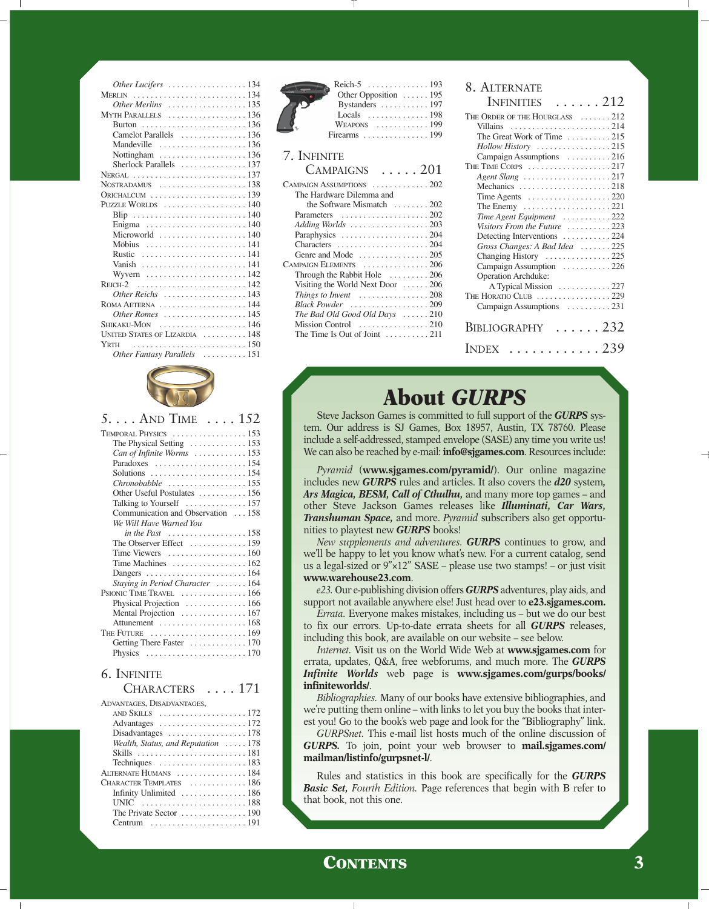*Other Lucifers* . . . . . . . . . . . . . . . . . . 134
MERLIN . . . . . . . . . . . . . . . . . . . . . . . . . 134
*Other Merlins* . . . . . . . . . . . . . . . . . . 135
MYTH PARALLELS . . . . . . . . . . . . . . . . . . 136
Burton . . . . . . . . . . . . . . . . . . . . . . . . 136
Camelot Parallels . . . . . . . . . . . . . . . 136
Mandeville . . . . . . . . . . . . . . . . . . . . 136
Nottingham . . . . . . . . . . . . . . . . . . . . 136
Sherlock Parallels . . . . . . . . . . . . . . . 137
NERGAL . . . . . . . . . . . . . . . . . . . . . . . . . 137
NOSTRADAMUS . . . . . . . . . . . . . . . . . . . . 138
ORICHALCUM . . . . . . . . . . . . . . . . . . . . . 139
PUZZLE WORLDS . . . . . . . . . . . . . . . . . . 140
Blip . . . . . . . . . . . . . . . . . . . . . . . . . . 140
Enigma . . . . . . . . . . . . . . . . . . . . . . . 140
Microworld . . . . . . . . . . . . . . . . . . . . 140
Möbius . . . . . . . . . . . . . . . . . . . . . . . 141
Rustic . . . . . . . . . . . . . . . . . . . . . . . . 141
Vanish . . . . . . . . . . . . . . . . . . . . . . . . 141
Wyvern . . . . . . . . . . . . . . . . . . . . . . . 142
REICH-2 . . . . . . . . . . . . . . . . . . . . . . . . . 142
*Other Reichs* . . . . . . . . . . . . . . . . . . . 143
ROMA AETERNA . . . . . . . . . . . . . . . . . . . 144
*Other Romes* . . . . . . . . . . . . . . . . . . . 145
SHIKAKU-MON . . . . . . . . . . . . . . . . . . . . 146
UNITED STATES OF LIZARDIA . . . . . . . . . . 148
YRTH . . . . . . . . . . . . . . . . . . . . . . . . . . 150
*Other Fantasy Parallels* . . . . . . . . . . 151

## 5. . . . AND TIME . . . . 152

TEMPORAL PHYSICS . . . . . . . . . . . . . . . . . 153
The Physical Setting . . . . . . . . . . . . . 153
*Can of Infinite Worms* . . . . . . . . . . . 153
Paradoxes . . . . . . . . . . . . . . . . . . . . . 154
Solutions . . . . . . . . . . . . . . . . . . . . . . 154
*Chronobabble* . . . . . . . . . . . . . . . . . 155
Other Useful Postulates . . . . . . . . . . . 156
Talking to Yourself . . . . . . . . . . . . . . 157
Communication and Observation . . . 158
*We Will Have Warned You in the Past* . . . . . . . . . . . . . . . . . . 158
The Observer Effect . . . . . . . . . . . . . 159
Time Viewers . . . . . . . . . . . . . . . . . . 160
Time Machines . . . . . . . . . . . . . . . . . 162
Dangers . . . . . . . . . . . . . . . . . . . . . . . 164
*Staying in Period Character* . . . . . . . 164
PSIONIC TIME TRAVEL . . . . . . . . . . . . . . . 166
Physical Projection . . . . . . . . . . . . . . 166
Mental Projection . . . . . . . . . . . . . . . 167
Attunement . . . . . . . . . . . . . . . . . . . . 168
THE FUTURE . . . . . . . . . . . . . . . . . . . . . . 169
Getting There Faster . . . . . . . . . . . . . 170
Physics . . . . . . . . . . . . . . . . . . . . . . . 170

## 6. INFINITE CHARACTERS . . . . 171

ADVANTAGES, DISADVANTAGES, AND SKILLS . . . . . . . . . . . . . . . . . . . 172
Advantages . . . . . . . . . . . . . . . . . . . . 172
Disadvantages . . . . . . . . . . . . . . . . . . 178
*Wealth, Status, and Reputation* . . . . . 178
Skills . . . . . . . . . . . . . . . . . . . . . . . . . 181
Techniques . . . . . . . . . . . . . . . . . . . . 183
ALTERNATE HUMANS . . . . . . . . . . . . . . . . 184
CHARACTER TEMPLATES . . . . . . . . . . . . . 186
Infinity Unlimited . . . . . . . . . . . . . . . 186
UNIC . . . . . . . . . . . . . . . . . . . . . . . . . 188
The Private Sector . . . . . . . . . . . . . . . 190
Centrum . . . . . . . . . . . . . . . . . . . . . . 191
Reich-5 . . . . . . . . . . . . . . 193
Other Opposition . . . . . . 195
Bystanders . . . . . . . . . . . 197
Locals . . . . . . . . . . . . . . 198
WEAPONS . . . . . . . . . . . . 199
Firearms . . . . . . . . . . . . . . 199

## 7. INFINITE CAMPAIGNS . . . . . 201

CAMPAIGN ASSUMPTIONS . . . . . . . . . . . . . 202
The Hardware Dilemma and the Software Mismatch . . . . . . . . 202
Parameters . . . . . . . . . . . . . . . . . . . . 202
*Adding Worlds* . . . . . . . . . . . . . . . . . 203
Paraphysics . . . . . . . . . . . . . . . . . . . . 204
Characters . . . . . . . . . . . . . . . . . . . . . 204
Genre and Mode . . . . . . . . . . . . . . . . 205
CAMPAIGN ELEMENTS . . . . . . . . . . . . . . . 206
Through the Rabbit Hole . . . . . . . . . 206
Visiting the World Next Door . . . . . . 206
*Things to Invent* . . . . . . . . . . . . . . . . 208
*Black Powder* . . . . . . . . . . . . . . . . . . 209
*The Bad Old Good Old Days* . . . . . . 210
Mission Control . . . . . . . . . . . . . . . . 210
The Time Is Out of Joint . . . . . . . . . . 211

## 8. ALTERNATE INFINITIES . . . . . . 212

THE ORDER OF THE HOURGLASS . . . . . . . 212
Villains . . . . . . . . . . . . . . . . . . . . . . . 214
The Great Work of Time . . . . . . . . . . 215
*Hollow History* . . . . . . . . . . . . . . . . . 215
Campaign Assumptions . . . . . . . . . . 216
THE TIME CORPS . . . . . . . . . . . . . . . . . . . 217
*Agent Slang* . . . . . . . . . . . . . . . . . . . 217
Mechanics . . . . . . . . . . . . . . . . . . . . . 218
Time Agents . . . . . . . . . . . . . . . . . . . 220
The Enemy . . . . . . . . . . . . . . . . . . . . 221
*Time Agent Equipment* . . . . . . . . . . . 222
*Visitors From the Future* . . . . . . . . . 223
Detecting Interventions . . . . . . . . . . . 224
*Gross Changes: A Bad Idea* . . . . . . . 225
Changing History . . . . . . . . . . . . . . . 225
Campaign Assumption . . . . . . . . . . . 226
Operation Archduke: A Typical Mission . . . . . . . . . . . . 227
THE HORATIO CLUB . . . . . . . . . . . . . . . . . 229
Campaign Assumptions . . . . . . . . . . 231

## BIBLIOGRAPHY . . . . . . 232

## INDEX . . . . . . . . . . . . 239

## About *GURPS*

Steve Jackson Games is committed to full support of the ***GURPS*** system. Our address is SJ Games, Box 18957, Austin, TX 78760. Please include a self-addressed, stamped envelope (SASE) any time you write us! We can also be reached by e-mail: **info@sjgames.com**. Resources include:

*Pyramid* (**www.sjgames.com/pyramid/**). Our online magazine includes new ***GURPS*** rules and articles. It also covers the ***d20*** system***, Ars Magica, BESM, Call of Cthulhu,*** and many more top games – and other Steve Jackson Games releases like ***Illuminati, Car Wars, Transhuman Space,*** and more. *Pyramid* subscribers also get opportunities to playtest new ***GURPS*** books!

*New supplements and adventures*. ***GURPS*** continues to grow, and we'll be happy to let you know what's new. For a current catalog, send us a legal-sized or 9"×12" SASE – please use two stamps! – or just visit **www.warehouse23.com**.

*e23.* Our e-publishing division offers ***GURPS*** adventures, play aids, and support not available anywhere else! Just head over to **e23.sjgames.com.**

*Errata*. Everyone makes mistakes, including us – but we do our best to fix our errors. Up-to-date errata sheets for all ***GURPS*** releases, including this book, are available on our website – see below.

*Internet*. Visit us on the World Wide Web at **www.sjgames.com** for errata, updates, Q&A, free webforums, and much more. The ***GURPS Infinite Worlds*** web page is **www.sjgames.com/gurps/books/infiniteworlds/**.

*Bibliographies*. Many of our books have extensive bibliographies, and we're putting them online – with links to let you buy the books that interest you! Go to the book's web page and look for the "Bibliography" link.

*GURPSnet*. This e-mail list hosts much of the online discussion of ***GURPS.*** To join, point your web browser to **mail.sjgames.com/mailman/listinfo/gurpsnet-l/**.

Rules and statistics in this book are specifically for the ***GURPS Basic Set,*** *Fourth Edition.* Page references that begin with B refer to that book, not this one.